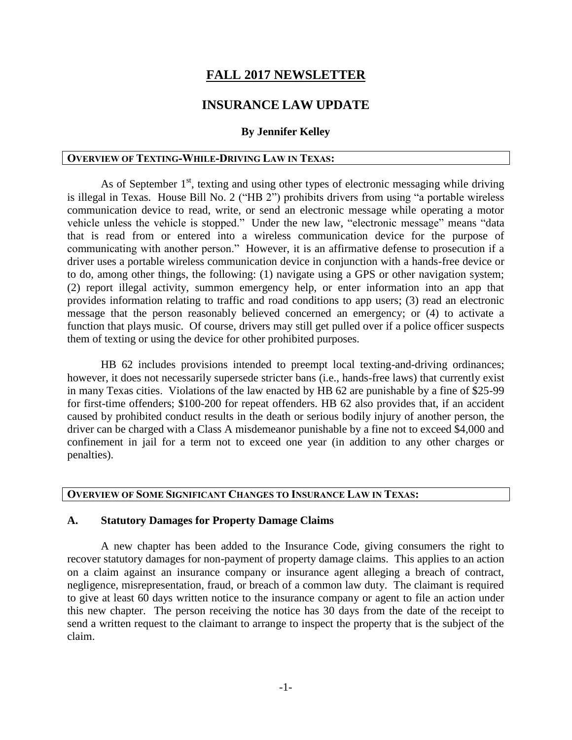# FALL 2017 NEWSLETTER

## INSURANCE LAW UPDATE

### By Jennifer Kelley

**OVERVIEW OF TEXTING-WHILE-DRIVING LAW IN TEXAS:**

As of September 1st, texting and using other types of electronic messaging while driving is illegal in Texas. House Bill No. 2 ("HB 2") prohibits drivers from using "a portable wireless communication device to read, write, or send an electronic message while operating a motor vehicle unless the vehicle is stopped." Under the new law, "electronic message" means "data that is read from or entered into a wireless communication device for the purpose of communicating with another person." However, it is an affirmative defense to prosecution if a driver uses a portable wireless communication device in conjunction with a hands-free device or to do, among other things, the following: (1) navigate using a GPS or other navigation system; (2) report illegal activity, summon emergency help, or enter information into an app that provides information relating to traffic and road conditions to app users; (3) read an electronic message that the person reasonably believed concerned an emergency; or (4) to activate a function that plays music. Of course, drivers may still get pulled over if a police officer suspects them of texting or using the device for other prohibited purposes.

HB 62 includes provisions intended to preempt local texting-and-driving ordinances; however, it does not necessarily supersede stricter bans (i.e., hands-free laws) that currently exist in many Texas cities. Violations of the law enacted by HB 62 are punishable by a fine of $25-99 for first-time offenders; $100-200 for repeat offenders. HB 62 also provides that, if an accident caused by prohibited conduct results in the death or serious bodily injury of another person, the driver can be charged with a Class A misdemeanor punishable by a fine not to exceed $4,000 and confinement in jail for a term not to exceed one year (in addition to any other charges or penalties).

**OVERVIEW OF SOME SIGNIFICANT CHANGES TO INSURANCE LAW IN TEXAS:**

### A. Statutory Damages for Property Damage Claims

A new chapter has been added to the Insurance Code, giving consumers the right to recover statutory damages for non-payment of property damage claims. This applies to an action on a claim against an insurance company or insurance agent alleging a breach of contract, negligence, misrepresentation, fraud, or breach of a common law duty. The claimant is required to give at least 60 days written notice to the insurance company or agent to file an action under this new chapter. The person receiving the notice has 30 days from the date of the receipt to send a written request to the claimant to arrange to inspect the property that is the subject of the claim.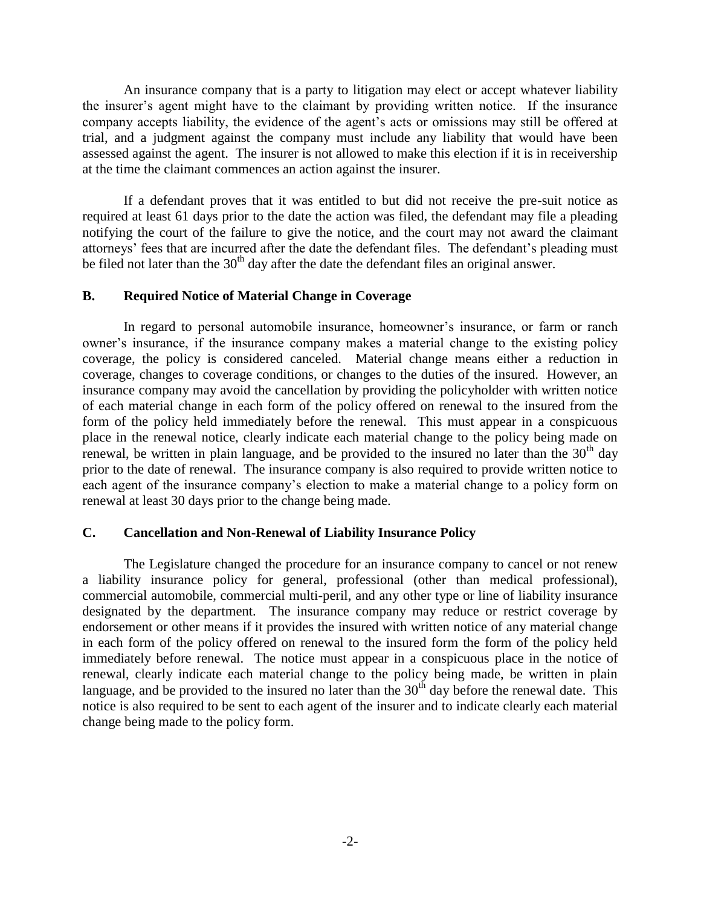An insurance company that is a party to litigation may elect or accept whatever liability the insurer's agent might have to the claimant by providing written notice. If the insurance company accepts liability, the evidence of the agent's acts or omissions may still be offered at trial, and a judgment against the company must include any liability that would have been assessed against the agent. The insurer is not allowed to make this election if it is in receivership at the time the claimant commences an action against the insurer.

If a defendant proves that it was entitled to but did not receive the pre-suit notice as required at least 61 days prior to the date the action was filed, the defendant may file a pleading notifying the court of the failure to give the notice, and the court may not award the claimant attorneys' fees that are incurred after the date the defendant files. The defendant's pleading must be filed not later than the 30th day after the date the defendant files an original answer.

## B. Required Notice of Material Change in Coverage

In regard to personal automobile insurance, homeowner's insurance, or farm or ranch owner's insurance, if the insurance company makes a material change to the existing policy coverage, the policy is considered canceled. Material change means either a reduction in coverage, changes to coverage conditions, or changes to the duties of the insured. However, an insurance company may avoid the cancellation by providing the policyholder with written notice of each material change in each form of the policy offered on renewal to the insured from the form of the policy held immediately before the renewal. This must appear in a conspicuous place in the renewal notice, clearly indicate each material change to the policy being made on renewal, be written in plain language, and be provided to the insured no later than the 30th day prior to the date of renewal. The insurance company is also required to provide written notice to each agent of the insurance company's election to make a material change to a policy form on renewal at least 30 days prior to the change being made.

## C. Cancellation and Non-Renewal of Liability Insurance Policy

The Legislature changed the procedure for an insurance company to cancel or not renew a liability insurance policy for general, professional (other than medical professional), commercial automobile, commercial multi-peril, and any other type or line of liability insurance designated by the department. The insurance company may reduce or restrict coverage by endorsement or other means if it provides the insured with written notice of any material change in each form of the policy offered on renewal to the insured form the form of the policy held immediately before renewal. The notice must appear in a conspicuous place in the notice of renewal, clearly indicate each material change to the policy being made, be written in plain language, and be provided to the insured no later than the 30th day before the renewal date. This notice is also required to be sent to each agent of the insurer and to indicate clearly each material change being made to the policy form.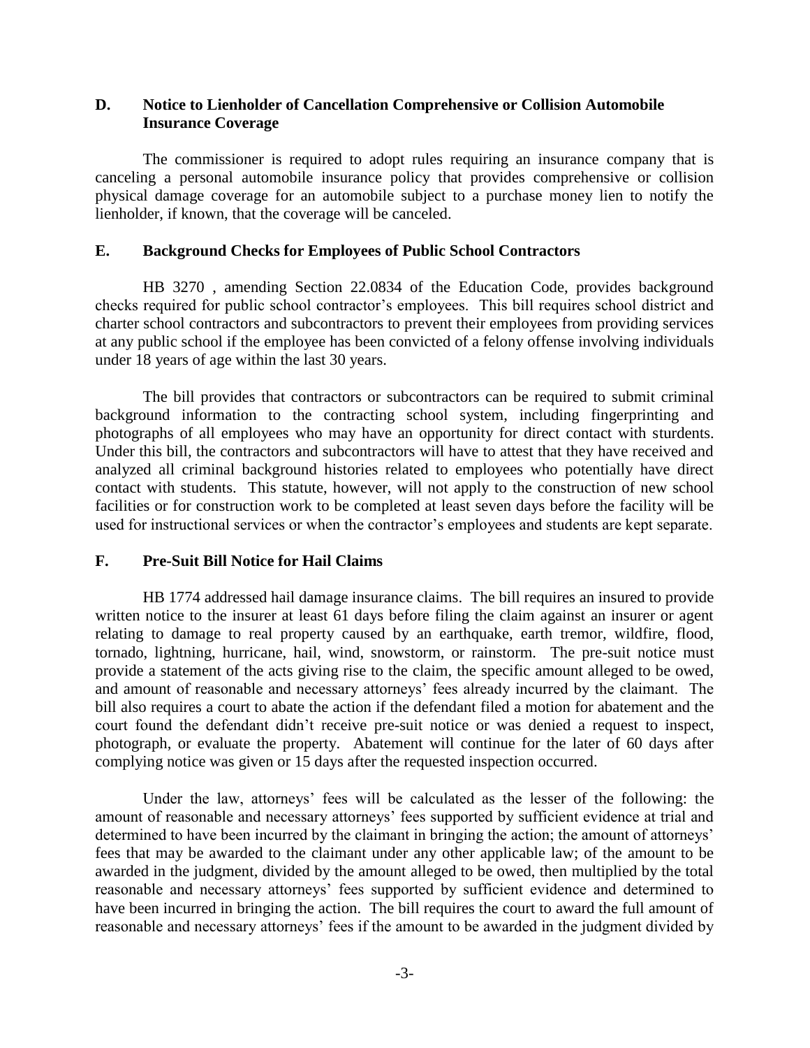## D. Notice to Lienholder of Cancellation Comprehensive or Collision Automobile Insurance Coverage

The commissioner is required to adopt rules requiring an insurance company that is canceling a personal automobile insurance policy that provides comprehensive or collision physical damage coverage for an automobile subject to a purchase money lien to notify the lienholder, if known, that the coverage will be canceled.

## E. Background Checks for Employees of Public School Contractors

HB 3270 , amending Section 22.0834 of the Education Code, provides background checks required for public school contractor's employees. This bill requires school district and charter school contractors and subcontractors to prevent their employees from providing services at any public school if the employee has been convicted of a felony offense involving individuals under 18 years of age within the last 30 years.

The bill provides that contractors or subcontractors can be required to submit criminal background information to the contracting school system, including fingerprinting and photographs of all employees who may have an opportunity for direct contact with sturdents. Under this bill, the contractors and subcontractors will have to attest that they have received and analyzed all criminal background histories related to employees who potentially have direct contact with students. This statute, however, will not apply to the construction of new school facilities or for construction work to be completed at least seven days before the facility will be used for instructional services or when the contractor's employees and students are kept separate.

## F. Pre-Suit Bill Notice for Hail Claims

HB 1774 addressed hail damage insurance claims. The bill requires an insured to provide written notice to the insurer at least 61 days before filing the claim against an insurer or agent relating to damage to real property caused by an earthquake, earth tremor, wildfire, flood, tornado, lightning, hurricane, hail, wind, snowstorm, or rainstorm. The pre-suit notice must provide a statement of the acts giving rise to the claim, the specific amount alleged to be owed, and amount of reasonable and necessary attorneys' fees already incurred by the claimant. The bill also requires a court to abate the action if the defendant filed a motion for abatement and the court found the defendant didn't receive pre-suit notice or was denied a request to inspect, photograph, or evaluate the property. Abatement will continue for the later of 60 days after complying notice was given or 15 days after the requested inspection occurred.

Under the law, attorneys' fees will be calculated as the lesser of the following: the amount of reasonable and necessary attorneys' fees supported by sufficient evidence at trial and determined to have been incurred by the claimant in bringing the action; the amount of attorneys' fees that may be awarded to the claimant under any other applicable law; of the amount to be awarded in the judgment, divided by the amount alleged to be owed, then multiplied by the total reasonable and necessary attorneys' fees supported by sufficient evidence and determined to have been incurred in bringing the action. The bill requires the court to award the full amount of reasonable and necessary attorneys' fees if the amount to be awarded in the judgment divided by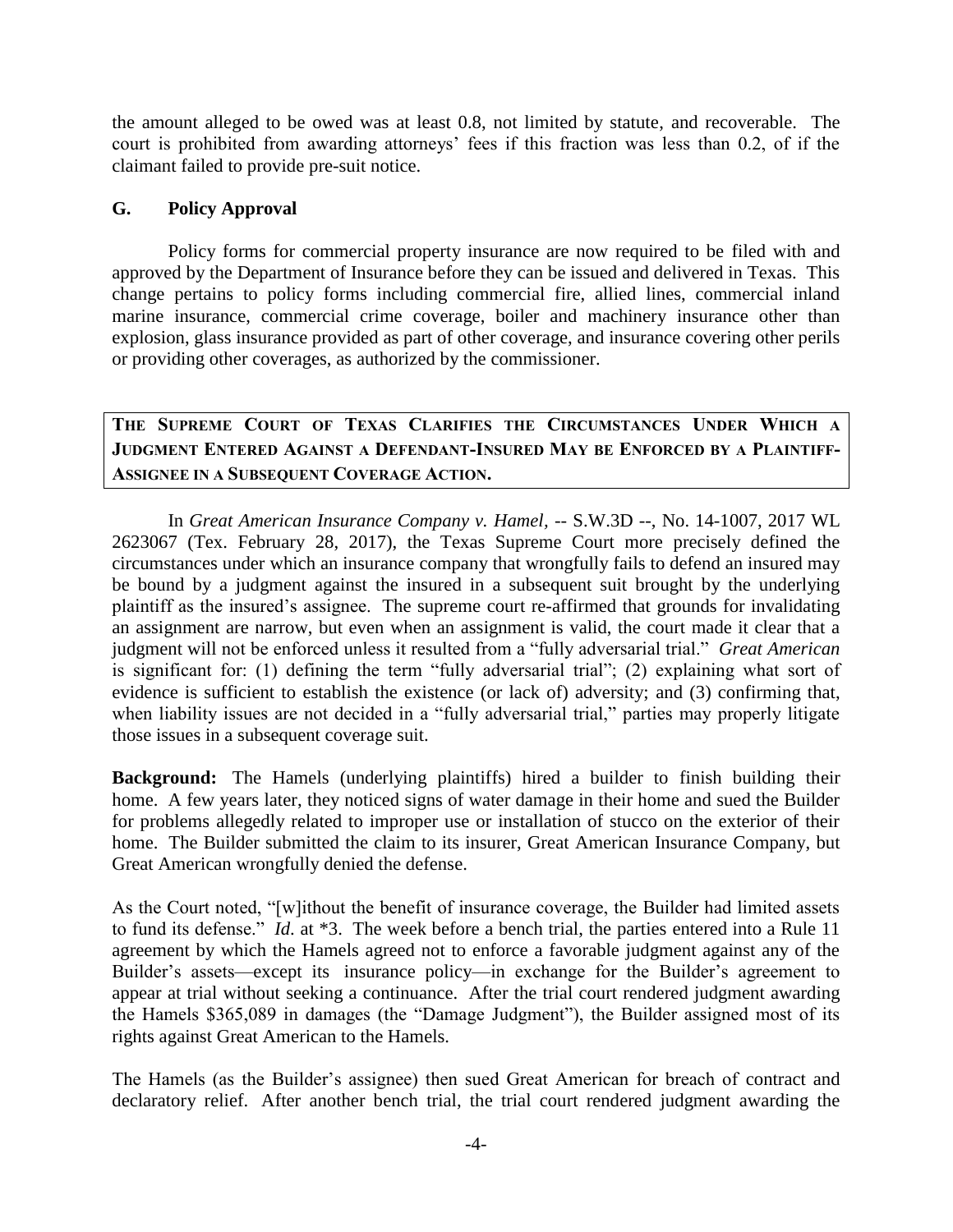the amount alleged to be owed was at least 0.8, not limited by statute, and recoverable. The court is prohibited from awarding attorneys' fees if this fraction was less than 0.2, of if the claimant failed to provide pre-suit notice.

### G. Policy Approval

Policy forms for commercial property insurance are now required to be filed with and approved by the Department of Insurance before they can be issued and delivered in Texas. This change pertains to policy forms including commercial fire, allied lines, commercial inland marine insurance, commercial crime coverage, boiler and machinery insurance other than explosion, glass insurance provided as part of other coverage, and insurance covering other perils or providing other coverages, as authorized by the commissioner.

## THE SUPREME COURT OF TEXAS CLARIFIES THE CIRCUMSTANCES UNDER WHICH A JUDGMENT ENTERED AGAINST A DEFENDANT-INSURED MAY BE ENFORCED BY A PLAINTIFF-ASSIGNEE IN A SUBSEQUENT COVERAGE ACTION.

In *Great American Insurance Company v. Hamel*, -- S.W.3D --, No. 14-1007, 2017 WL 2623067 (Tex. February 28, 2017), the Texas Supreme Court more precisely defined the circumstances under which an insurance company that wrongfully fails to defend an insured may be bound by a judgment against the insured in a subsequent suit brought by the underlying plaintiff as the insured's assignee. The supreme court re-affirmed that grounds for invalidating an assignment are narrow, but even when an assignment is valid, the court made it clear that a judgment will not be enforced unless it resulted from a "fully adversarial trial." *Great American* is significant for: (1) defining the term "fully adversarial trial"; (2) explaining what sort of evidence is sufficient to establish the existence (or lack of) adversity; and (3) confirming that, when liability issues are not decided in a "fully adversarial trial," parties may properly litigate those issues in a subsequent coverage suit.

**Background:** The Hamels (underlying plaintiffs) hired a builder to finish building their home. A few years later, they noticed signs of water damage in their home and sued the Builder for problems allegedly related to improper use or installation of stucco on the exterior of their home. The Builder submitted the claim to its insurer, Great American Insurance Company, but Great American wrongfully denied the defense.

As the Court noted, "[w]ithout the benefit of insurance coverage, the Builder had limited assets to fund its defense." *Id.* at *3. The week before a bench trial, the parties entered into a Rule 11 agreement by which the Hamels agreed not to enforce a favorable judgment against any of the Builder's assets—except its insurance policy—in exchange for the Builder's agreement to appear at trial without seeking a continuance. After the trial court rendered judgment awarding the Hamels $365,089 in damages (the "Damage Judgment"), the Builder assigned most of its rights against Great American to the Hamels.

The Hamels (as the Builder's assignee) then sued Great American for breach of contract and declaratory relief. After another bench trial, the trial court rendered judgment awarding the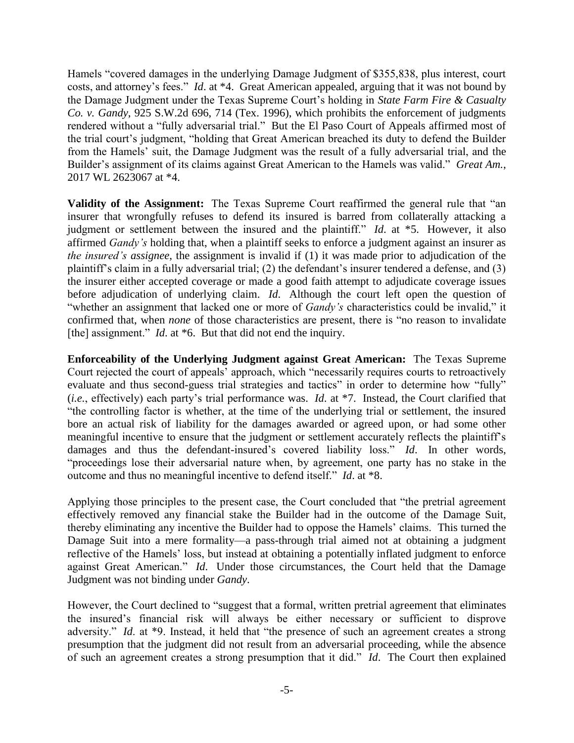Hamels "covered damages in the underlying Damage Judgment of $355,838, plus interest, court costs, and attorney's fees." *Id*. at *4. Great American appealed, arguing that it was not bound by the Damage Judgment under the Texas Supreme Court's holding in *State Farm Fire & Casualty Co. v. Gandy*, 925 S.W.2d 696, 714 (Tex. 1996), which prohibits the enforcement of judgments rendered without a "fully adversarial trial." But the El Paso Court of Appeals affirmed most of the trial court's judgment, "holding that Great American breached its duty to defend the Builder from the Hamels' suit, the Damage Judgment was the result of a fully adversarial trial, and the Builder's assignment of its claims against Great American to the Hamels was valid." *Great Am.*, 2017 WL 2623067 at *4.

**Validity of the Assignment:** The Texas Supreme Court reaffirmed the general rule that "an insurer that wrongfully refuses to defend its insured is barred from collaterally attacking a judgment or settlement between the insured and the plaintiff." *Id*. at *5. However, it also affirmed *Gandy's* holding that, when a plaintiff seeks to enforce a judgment against an insurer as *the insured's assignee*, the assignment is invalid if (1) it was made prior to adjudication of the plaintiff's claim in a fully adversarial trial; (2) the defendant's insurer tendered a defense, and (3) the insurer either accepted coverage or made a good faith attempt to adjudicate coverage issues before adjudication of underlying claim. *Id*. Although the court left open the question of "whether an assignment that lacked one or more of *Gandy's* characteristics could be invalid," it confirmed that, when *none* of those characteristics are present, there is "no reason to invalidate [the] assignment." *Id*. at *6. But that did not end the inquiry.

**Enforceability of the Underlying Judgment against Great American:** The Texas Supreme Court rejected the court of appeals' approach, which "necessarily requires courts to retroactively evaluate and thus second-guess trial strategies and tactics" in order to determine how "fully" (*i.e.*, effectively) each party's trial performance was. *Id*. at *7. Instead, the Court clarified that "the controlling factor is whether, at the time of the underlying trial or settlement, the insured bore an actual risk of liability for the damages awarded or agreed upon, or had some other meaningful incentive to ensure that the judgment or settlement accurately reflects the plaintiff's damages and thus the defendant-insured's covered liability loss." *Id*. In other words, "proceedings lose their adversarial nature when, by agreement, one party has no stake in the outcome and thus no meaningful incentive to defend itself." *Id*. at *8.

Applying those principles to the present case, the Court concluded that "the pretrial agreement effectively removed any financial stake the Builder had in the outcome of the Damage Suit, thereby eliminating any incentive the Builder had to oppose the Hamels' claims. This turned the Damage Suit into a mere formality—a pass-through trial aimed not at obtaining a judgment reflective of the Hamels' loss, but instead at obtaining a potentially inflated judgment to enforce against Great American." *Id*. Under those circumstances, the Court held that the Damage Judgment was not binding under *Gandy*.

However, the Court declined to "suggest that a formal, written pretrial agreement that eliminates the insured's financial risk will always be either necessary or sufficient to disprove adversity." *Id*. at *9. Instead, it held that "the presence of such an agreement creates a strong presumption that the judgment did not result from an adversarial proceeding, while the absence of such an agreement creates a strong presumption that it did." *Id*. The Court then explained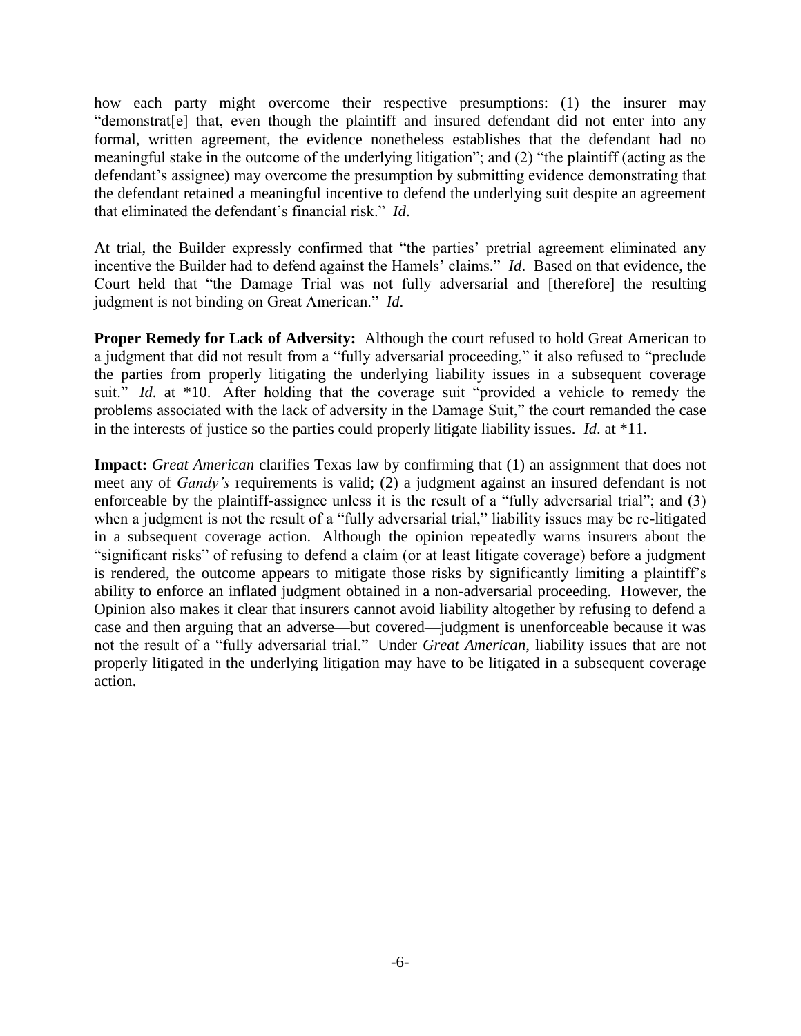how each party might overcome their respective presumptions: (1) the insurer may "demonstrat[e] that, even though the plaintiff and insured defendant did not enter into any formal, written agreement, the evidence nonetheless establishes that the defendant had no meaningful stake in the outcome of the underlying litigation"; and (2) "the plaintiff (acting as the defendant's assignee) may overcome the presumption by submitting evidence demonstrating that the defendant retained a meaningful incentive to defend the underlying suit despite an agreement that eliminated the defendant's financial risk." *Id*.

At trial, the Builder expressly confirmed that "the parties' pretrial agreement eliminated any incentive the Builder had to defend against the Hamels' claims." *Id*. Based on that evidence, the Court held that "the Damage Trial was not fully adversarial and [therefore] the resulting judgment is not binding on Great American." *Id*.

**Proper Remedy for Lack of Adversity:** Although the court refused to hold Great American to a judgment that did not result from a "fully adversarial proceeding," it also refused to "preclude the parties from properly litigating the underlying liability issues in a subsequent coverage suit." *Id*. at *10. After holding that the coverage suit "provided a vehicle to remedy the problems associated with the lack of adversity in the Damage Suit," the court remanded the case in the interests of justice so the parties could properly litigate liability issues. *Id*. at *11.

**Impact:** *Great American* clarifies Texas law by confirming that (1) an assignment that does not meet any of *Gandy's* requirements is valid; (2) a judgment against an insured defendant is not enforceable by the plaintiff-assignee unless it is the result of a "fully adversarial trial"; and (3) when a judgment is not the result of a "fully adversarial trial," liability issues may be re-litigated in a subsequent coverage action. Although the opinion repeatedly warns insurers about the "significant risks" of refusing to defend a claim (or at least litigate coverage) before a judgment is rendered, the outcome appears to mitigate those risks by significantly limiting a plaintiff's ability to enforce an inflated judgment obtained in a non-adversarial proceeding. However, the Opinion also makes it clear that insurers cannot avoid liability altogether by refusing to defend a case and then arguing that an adverse—but covered—judgment is unenforceable because it was not the result of a "fully adversarial trial." Under *Great American*, liability issues that are not properly litigated in the underlying litigation may have to be litigated in a subsequent coverage action.